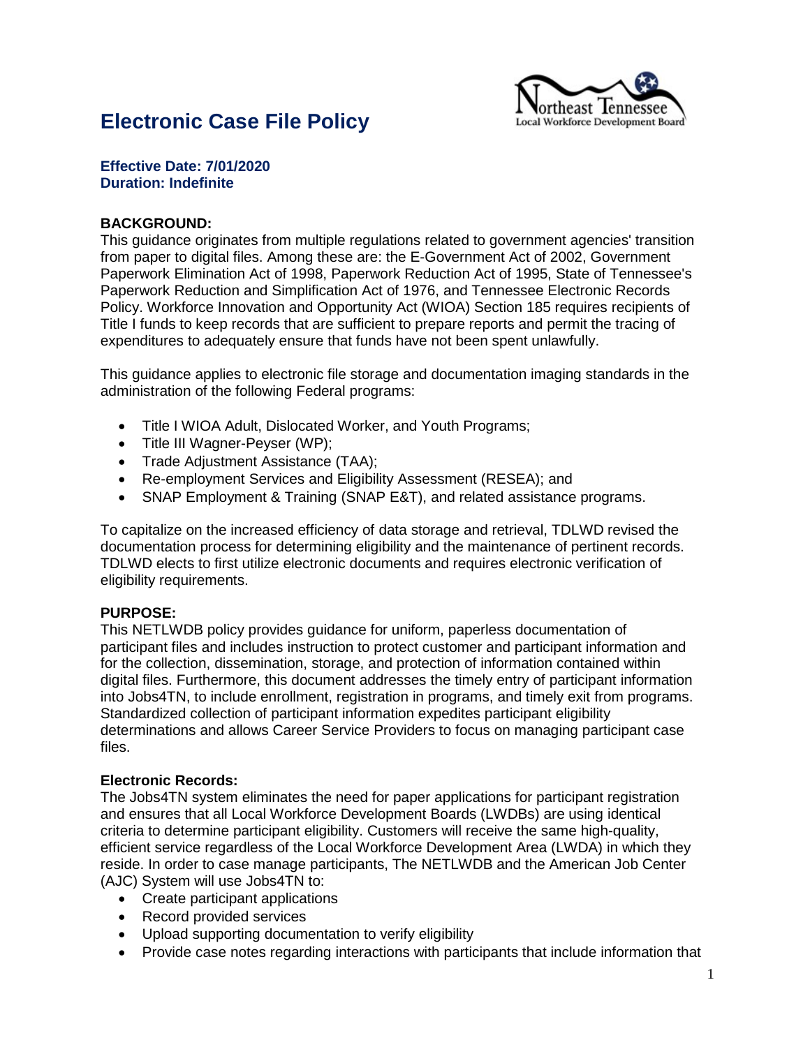# Electronic Case File Policy

**Effective Date: 7/01/2020**
**Duration: Indefinite**

**BACKGROUND:**
This guidance originates from multiple regulations related to government agencies' transition from paper to digital files. Among these are: the E-Government Act of 2002, Government Paperwork Elimination Act of 1998, Paperwork Reduction Act of 1995, State of Tennessee's Paperwork Reduction and Simplification Act of 1976, and Tennessee Electronic Records Policy. Workforce Innovation and Opportunity Act (WIOA) Section 185 requires recipients of Title I funds to keep records that are sufficient to prepare reports and permit the tracing of expenditures to adequately ensure that funds have not been spent unlawfully.

This guidance applies to electronic file storage and documentation imaging standards in the administration of the following Federal programs:

- Title I WIOA Adult, Dislocated Worker, and Youth Programs;
- Title III Wagner-Peyser (WP);
- Trade Adjustment Assistance (TAA);
- Re-employment Services and Eligibility Assessment (RESEA); and
- SNAP Employment & Training (SNAP E&T), and related assistance programs.

To capitalize on the increased efficiency of data storage and retrieval, TDLWD revised the documentation process for determining eligibility and the maintenance of pertinent records. TDLWD elects to first utilize electronic documents and requires electronic verification of eligibility requirements.

**PURPOSE:**
This NETLWDB policy provides guidance for uniform, paperless documentation of participant files and includes instruction to protect customer and participant information and for the collection, dissemination, storage, and protection of information contained within digital files. Furthermore, this document addresses the timely entry of participant information into Jobs4TN, to include enrollment, registration in programs, and timely exit from programs. Standardized collection of participant information expedites participant eligibility determinations and allows Career Service Providers to focus on managing participant case files.

**Electronic Records:**
The Jobs4TN system eliminates the need for paper applications for participant registration and ensures that all Local Workforce Development Boards (LWDBs) are using identical criteria to determine participant eligibility. Customers will receive the same high-quality, efficient service regardless of the Local Workforce Development Area (LWDA) in which they reside. In order to case manage participants, The NETLWDB and the American Job Center (AJC) System will use Jobs4TN to:

- Create participant applications
- Record provided services
- Upload supporting documentation to verify eligibility
- Provide case notes regarding interactions with participants that include information that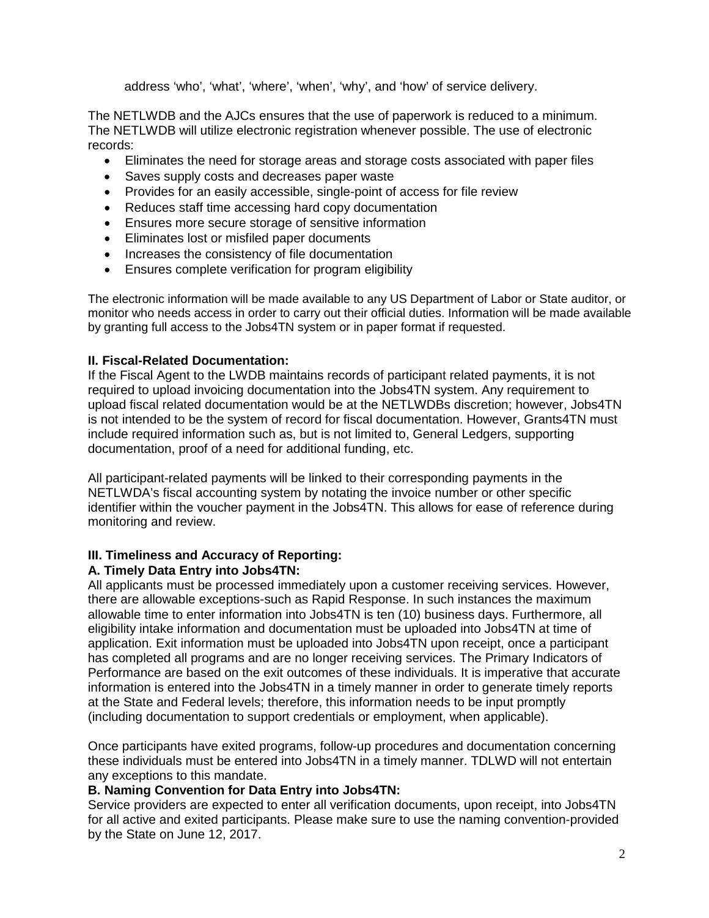address ‘who’, ‘what’, ‘where’, ‘when’, ‘why’, and ‘how’ of service delivery.

The NETLWDB and the AJCs ensures that the use of paperwork is reduced to a minimum. The NETLWDB will utilize electronic registration whenever possible. The use of electronic records:

- Eliminates the need for storage areas and storage costs associated with paper files
- Saves supply costs and decreases paper waste
- Provides for an easily accessible, single-point of access for file review
- Reduces staff time accessing hard copy documentation
- Ensures more secure storage of sensitive information
- Eliminates lost or misfiled paper documents
- Increases the consistency of file documentation
- Ensures complete verification for program eligibility

The electronic information will be made available to any US Department of Labor or State auditor, or monitor who needs access in order to carry out their official duties. Information will be made available by granting full access to the Jobs4TN system or in paper format if requested.

**II. Fiscal-Related Documentation:**

If the Fiscal Agent to the LWDB maintains records of participant related payments, it is not required to upload invoicing documentation into the Jobs4TN system. Any requirement to upload fiscal related documentation would be at the NETLWDBs discretion; however, Jobs4TN is not intended to be the system of record for fiscal documentation. However, Grants4TN must include required information such as, but is not limited to, General Ledgers, supporting documentation, proof of a need for additional funding, etc.

All participant-related payments will be linked to their corresponding payments in the NETLWDA’s fiscal accounting system by notating the invoice number or other specific identifier within the voucher payment in the Jobs4TN. This allows for ease of reference during monitoring and review.

**III. Timeliness and Accuracy of Reporting:**

**A. Timely Data Entry into Jobs4TN:**

All applicants must be processed immediately upon a customer receiving services. However, there are allowable exceptions-such as Rapid Response. In such instances the maximum allowable time to enter information into Jobs4TN is ten (10) business days. Furthermore, all eligibility intake information and documentation must be uploaded into Jobs4TN at time of application. Exit information must be uploaded into Jobs4TN upon receipt, once a participant has completed all programs and are no longer receiving services. The Primary Indicators of Performance are based on the exit outcomes of these individuals. It is imperative that accurate information is entered into the Jobs4TN in a timely manner in order to generate timely reports at the State and Federal levels; therefore, this information needs to be input promptly (including documentation to support credentials or employment, when applicable).

Once participants have exited programs, follow-up procedures and documentation concerning these individuals must be entered into Jobs4TN in a timely manner. TDLWD will not entertain any exceptions to this mandate.

**B. Naming Convention for Data Entry into Jobs4TN:**

Service providers are expected to enter all verification documents, upon receipt, into Jobs4TN for all active and exited participants. Please make sure to use the naming convention-provided by the State on June 12, 2017.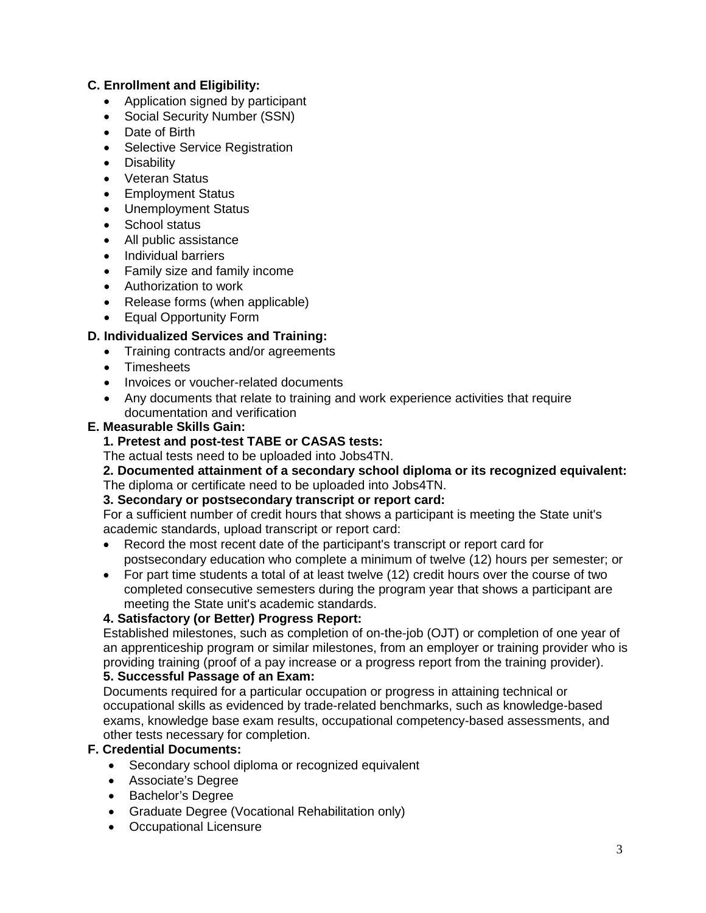**C. Enrollment and Eligibility:**

- Application signed by participant
- Social Security Number (SSN)
- Date of Birth
- Selective Service Registration
- Disability
- Veteran Status
- Employment Status
- Unemployment Status
- School status
- All public assistance
- Individual barriers
- Family size and family income
- Authorization to work
- Release forms (when applicable)
- Equal Opportunity Form

**D. Individualized Services and Training:**

- Training contracts and/or agreements
- Timesheets
- Invoices or voucher-related documents
- Any documents that relate to training and work experience activities that require documentation and verification

**E. Measurable Skills Gain:**

**1. Pretest and post-test TABE or CASAS tests:**
The actual tests need to be uploaded into Jobs4TN.

**2. Documented attainment of a secondary school diploma or its recognized equivalent:**
The diploma or certificate need to be uploaded into Jobs4TN.

**3. Secondary or postsecondary transcript or report card:**
For a sufficient number of credit hours that shows a participant is meeting the State unit's academic standards, upload transcript or report card:

- Record the most recent date of the participant's transcript or report card for postsecondary education who complete a minimum of twelve (12) hours per semester; or
- For part time students a total of at least twelve (12) credit hours over the course of two completed consecutive semesters during the program year that shows a participant are meeting the State unit's academic standards.

**4. Satisfactory (or Better) Progress Report:**
Established milestones, such as completion of on-the-job (OJT) or completion of one year of an apprenticeship program or similar milestones, from an employer or training provider who is providing training (proof of a pay increase or a progress report from the training provider).

**5. Successful Passage of an Exam:**
Documents required for a particular occupation or progress in attaining technical or occupational skills as evidenced by trade-related benchmarks, such as knowledge-based exams, knowledge base exam results, occupational competency-based assessments, and other tests necessary for completion.

**F. Credential Documents:**

- Secondary school diploma or recognized equivalent
- Associate's Degree
- Bachelor's Degree
- Graduate Degree (Vocational Rehabilitation only)
- Occupational Licensure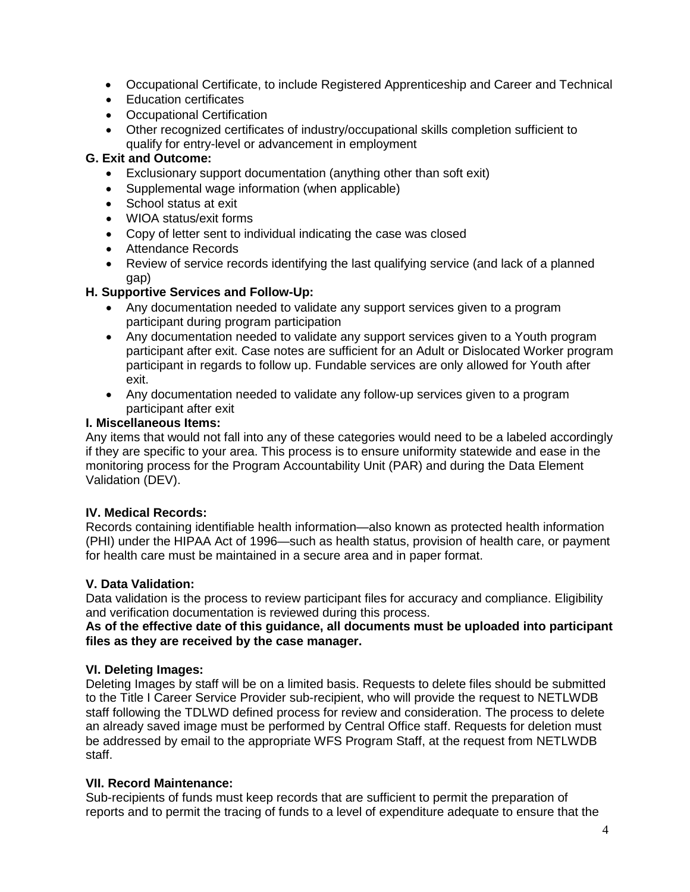- Occupational Certificate, to include Registered Apprenticeship and Career and Technical
- Education certificates
- Occupational Certification
- Other recognized certificates of industry/occupational skills completion sufficient to qualify for entry-level or advancement in employment

**G. Exit and Outcome:**

- Exclusionary support documentation (anything other than soft exit)
- Supplemental wage information (when applicable)
- School status at exit
- WIOA status/exit forms
- Copy of letter sent to individual indicating the case was closed
- Attendance Records
- Review of service records identifying the last qualifying service (and lack of a planned gap)

**H. Supportive Services and Follow-Up:**

- Any documentation needed to validate any support services given to a program participant during program participation
- Any documentation needed to validate any support services given to a Youth program participant after exit. Case notes are sufficient for an Adult or Dislocated Worker program participant in regards to follow up. Fundable services are only allowed for Youth after exit.
- Any documentation needed to validate any follow-up services given to a program participant after exit

**I. Miscellaneous Items:**

Any items that would not fall into any of these categories would need to be a labeled accordingly if they are specific to your area. This process is to ensure uniformity statewide and ease in the monitoring process for the Program Accountability Unit (PAR) and during the Data Element Validation (DEV).

**IV. Medical Records:**

Records containing identifiable health information—also known as protected health information (PHI) under the HIPAA Act of 1996—such as health status, provision of health care, or payment for health care must be maintained in a secure area and in paper format.

**V. Data Validation:**

Data validation is the process to review participant files for accuracy and compliance. Eligibility and verification documentation is reviewed during this process.

**As of the effective date of this guidance, all documents must be uploaded into participant files as they are received by the case manager.**

**VI. Deleting Images:**

Deleting Images by staff will be on a limited basis. Requests to delete files should be submitted to the Title I Career Service Provider sub-recipient, who will provide the request to NETLWDB staff following the TDLWD defined process for review and consideration. The process to delete an already saved image must be performed by Central Office staff. Requests for deletion must be addressed by email to the appropriate WFS Program Staff, at the request from NETLWDB staff.

**VII. Record Maintenance:**

Sub-recipients of funds must keep records that are sufficient to permit the preparation of reports and to permit the tracing of funds to a level of expenditure adequate to ensure that the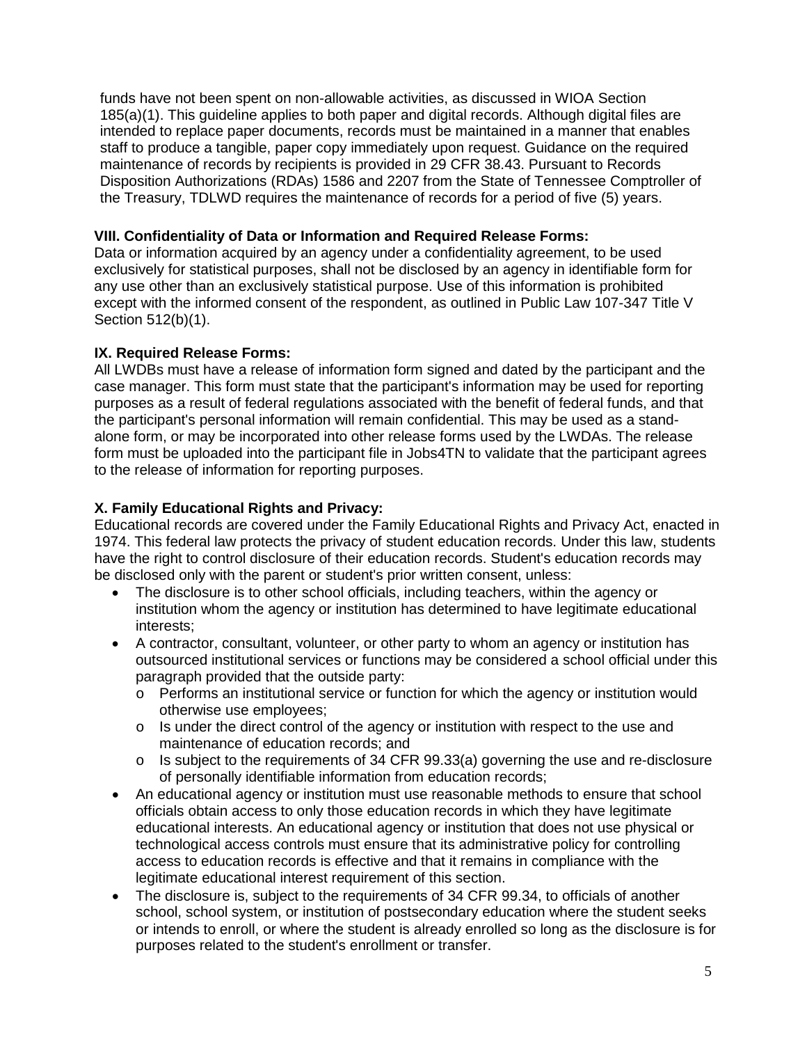funds have not been spent on non-allowable activities, as discussed in WIOA Section 185(a)(1). This guideline applies to both paper and digital records. Although digital files are intended to replace paper documents, records must be maintained in a manner that enables staff to produce a tangible, paper copy immediately upon request. Guidance on the required maintenance of records by recipients is provided in 29 CFR 38.43. Pursuant to Records Disposition Authorizations (RDAs) 1586 and 2207 from the State of Tennessee Comptroller of the Treasury, TDLWD requires the maintenance of records for a period of five (5) years.

**VIII. Confidentiality of Data or Information and Required Release Forms:**
Data or information acquired by an agency under a confidentiality agreement, to be used exclusively for statistical purposes, shall not be disclosed by an agency in identifiable form for any use other than an exclusively statistical purpose. Use of this information is prohibited except with the informed consent of the respondent, as outlined in Public Law 107-347 Title V Section 512(b)(1).

**IX. Required Release Forms:**
All LWDBs must have a release of information form signed and dated by the participant and the case manager. This form must state that the participant's information may be used for reporting purposes as a result of federal regulations associated with the benefit of federal funds, and that the participant's personal information will remain confidential. This may be used as a stand-alone form, or may be incorporated into other release forms used by the LWDAs. The release form must be uploaded into the participant file in Jobs4TN to validate that the participant agrees to the release of information for reporting purposes.

**X. Family Educational Rights and Privacy:**
Educational records are covered under the Family Educational Rights and Privacy Act, enacted in 1974. This federal law protects the privacy of student education records. Under this law, students have the right to control disclosure of their education records. Student's education records may be disclosed only with the parent or student's prior written consent, unless:

- The disclosure is to other school officials, including teachers, within the agency or institution whom the agency or institution has determined to have legitimate educational interests;
- A contractor, consultant, volunteer, or other party to whom an agency or institution has outsourced institutional services or functions may be considered a school official under this paragraph provided that the outside party:
  - Performs an institutional service or function for which the agency or institution would otherwise use employees;
  - Is under the direct control of the agency or institution with respect to the use and maintenance of education records; and
  - Is subject to the requirements of 34 CFR 99.33(a) governing the use and re-disclosure of personally identifiable information from education records;
- An educational agency or institution must use reasonable methods to ensure that school officials obtain access to only those education records in which they have legitimate educational interests. An educational agency or institution that does not use physical or technological access controls must ensure that its administrative policy for controlling access to education records is effective and that it remains in compliance with the legitimate educational interest requirement of this section.
- The disclosure is, subject to the requirements of 34 CFR 99.34, to officials of another school, school system, or institution of postsecondary education where the student seeks or intends to enroll, or where the student is already enrolled so long as the disclosure is for purposes related to the student's enrollment or transfer.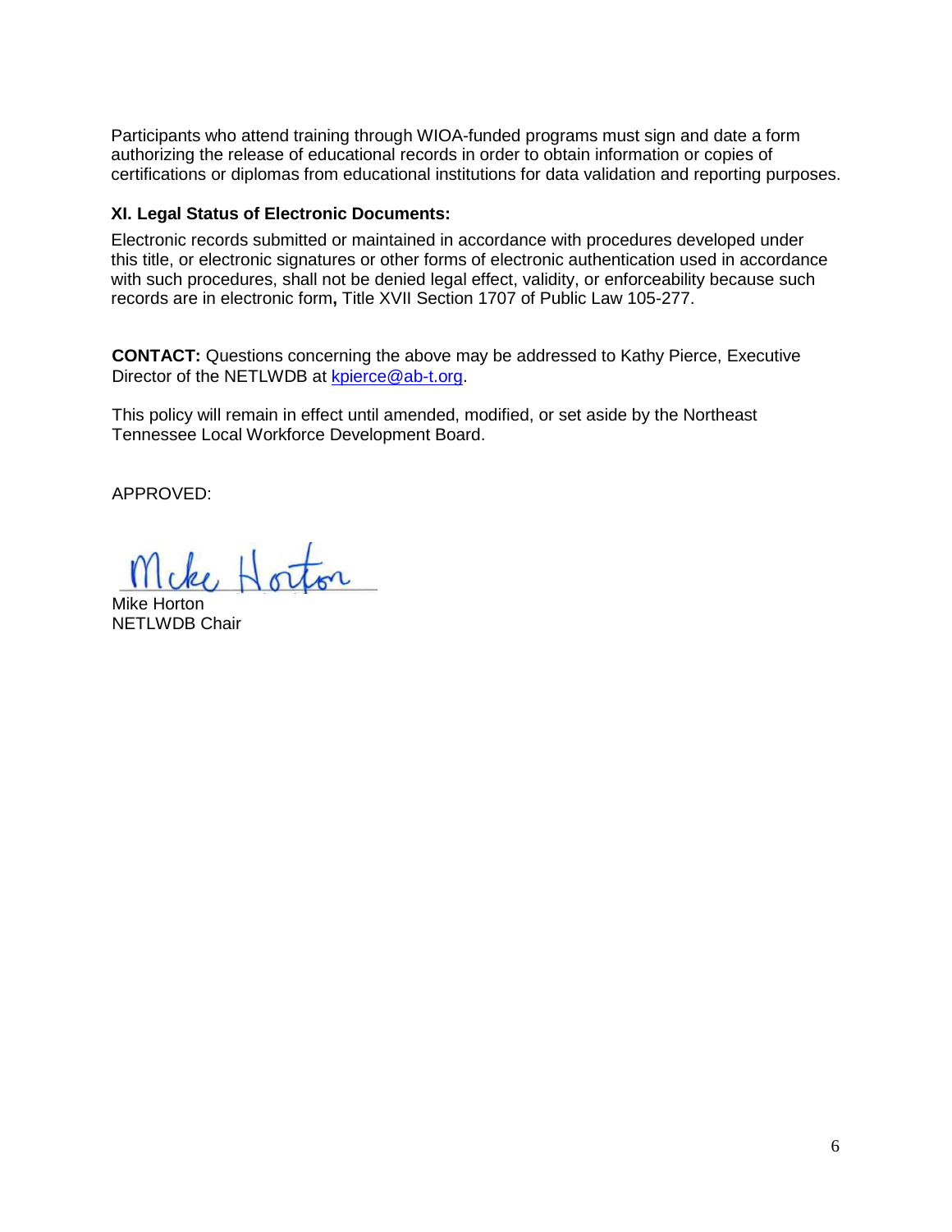Participants who attend training through WIOA-funded programs must sign and date a form authorizing the release of educational records in order to obtain information or copies of certifications or diplomas from educational institutions for data validation and reporting purposes.

### XI. Legal Status of Electronic Documents:

Electronic records submitted or maintained in accordance with procedures developed under this title, or electronic signatures or other forms of electronic authentication used in accordance with such procedures, shall not be denied legal effect, validity, or enforceability because such records are in electronic form**,** Title XVII Section 1707 of Public Law 105-277.

**CONTACT:** Questions concerning the above may be addressed to Kathy Pierce, Executive Director of the NETLWDB at [kpierce@ab-t.org](mailto:kpierce@ab-t.org).

This policy will remain in effect until amended, modified, or set aside by the Northeast Tennessee Local Workforce Development Board.

APPROVED:

Mike Horton
NETLWDB Chair